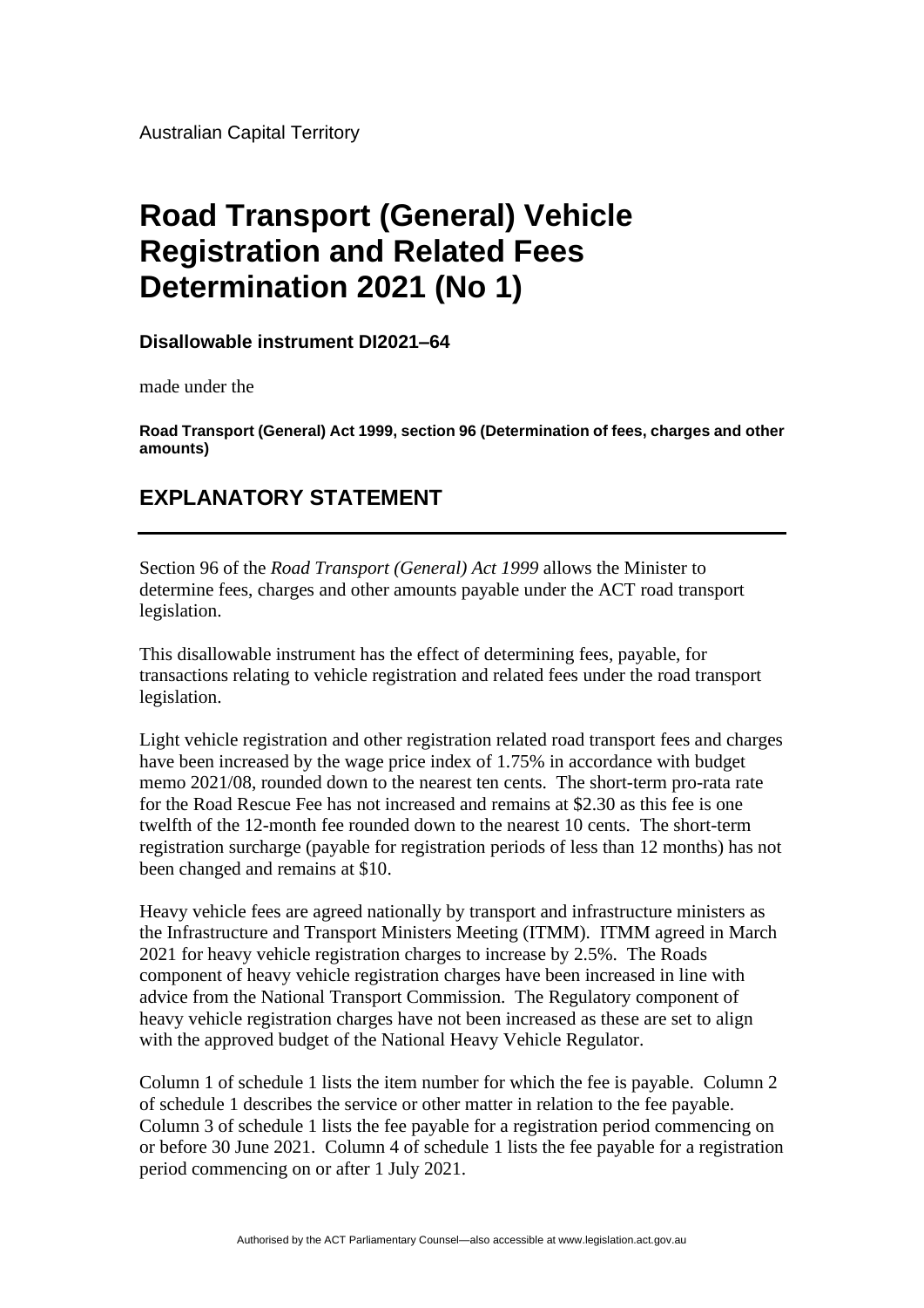Australian Capital Territory

# Road Transport (General) Vehicle Registration and Related Fees Determination 2021 (No 1)

**Disallowable instrument DI2021–64**

made under the

**Road Transport (General) Act 1999, section 96 (Determination of fees, charges and other amounts)**

## EXPLANATORY STATEMENT

Section 96 of the *Road Transport (General) Act 1999* allows the Minister to determine fees, charges and other amounts payable under the ACT road transport legislation.

This disallowable instrument has the effect of determining fees, payable, for transactions relating to vehicle registration and related fees under the road transport legislation.

Light vehicle registration and other registration related road transport fees and charges have been increased by the wage price index of 1.75% in accordance with budget memo 2021/08, rounded down to the nearest ten cents. The short-term pro-rata rate for the Road Rescue Fee has not increased and remains at $2.30 as this fee is one twelfth of the 12-month fee rounded down to the nearest 10 cents. The short-term registration surcharge (payable for registration periods of less than 12 months) has not been changed and remains at $10.

Heavy vehicle fees are agreed nationally by transport and infrastructure ministers as the Infrastructure and Transport Ministers Meeting (ITMM). ITMM agreed in March 2021 for heavy vehicle registration charges to increase by 2.5%. The Roads component of heavy vehicle registration charges have been increased in line with advice from the National Transport Commission. The Regulatory component of heavy vehicle registration charges have not been increased as these are set to align with the approved budget of the National Heavy Vehicle Regulator.

Column 1 of schedule 1 lists the item number for which the fee is payable. Column 2 of schedule 1 describes the service or other matter in relation to the fee payable. Column 3 of schedule 1 lists the fee payable for a registration period commencing on or before 30 June 2021. Column 4 of schedule 1 lists the fee payable for a registration period commencing on or after 1 July 2021.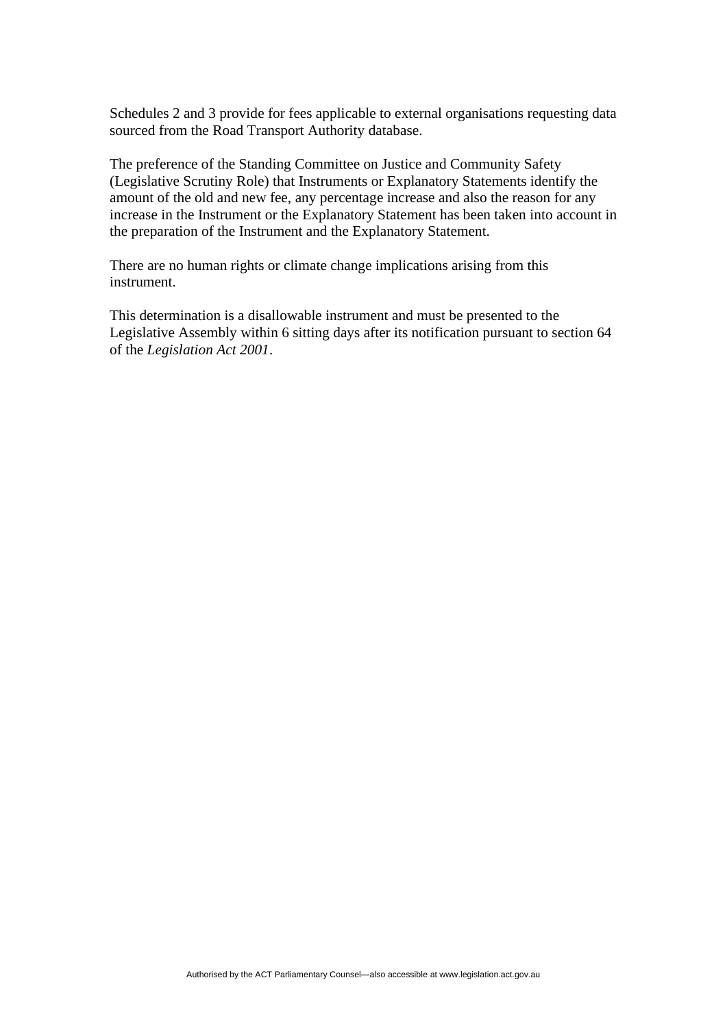Schedules 2 and 3 provide for fees applicable to external organisations requesting data sourced from the Road Transport Authority database.

The preference of the Standing Committee on Justice and Community Safety (Legislative Scrutiny Role) that Instruments or Explanatory Statements identify the amount of the old and new fee, any percentage increase and also the reason for any increase in the Instrument or the Explanatory Statement has been taken into account in the preparation of the Instrument and the Explanatory Statement.

There are no human rights or climate change implications arising from this instrument.

This determination is a disallowable instrument and must be presented to the Legislative Assembly within 6 sitting days after its notification pursuant to section 64 of the *Legislation Act 2001*.